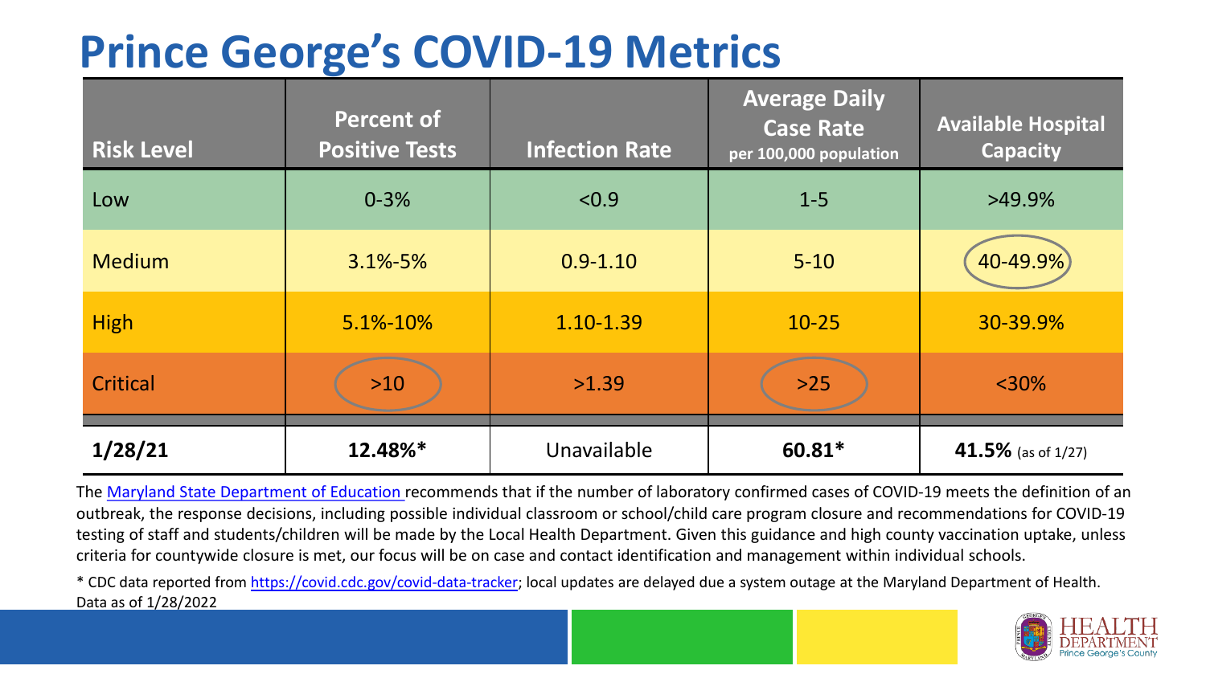# Prince George's COVID-19 Metrics

| Risk Level | Percent of Positive Tests | Infection Rate | Average Daily Case Rate per 100,000 population | Available Hospital Capacity |
|---|---|---|---|---|
| Low | 0-3% | <0.9 | 1-5 | >49.9% |
| Medium | 3.1%-5% | 0.9-1.10 | 5-10 | 40-49.9% |
| High | 5.1%-10% | 1.10-1.39 | 10-25 | 30-39.9% |
| Critical | >10 | >1.39 | >25 | <30% |
| **1/28/21** | **12.48%*** | Unavailable | **60.81*** | **41.5%** (as of 1/27) |

The Maryland State Department of Education recommends that if the number of laboratory confirmed cases of COVID-19 meets the definition of an outbreak, the response decisions, including possible individual classroom or school/child care program closure and recommendations for COVID-19 testing of staff and students/children will be made by the Local Health Department. Given this guidance and high county vaccination uptake, unless criteria for countywide closure is met, our focus will be on case and contact identification and management within individual schools.

* CDC data reported from https://covid.cdc.gov/covid-data-tracker; local updates are delayed due a system outage at the Maryland Department of Health. Data as of 1/28/2022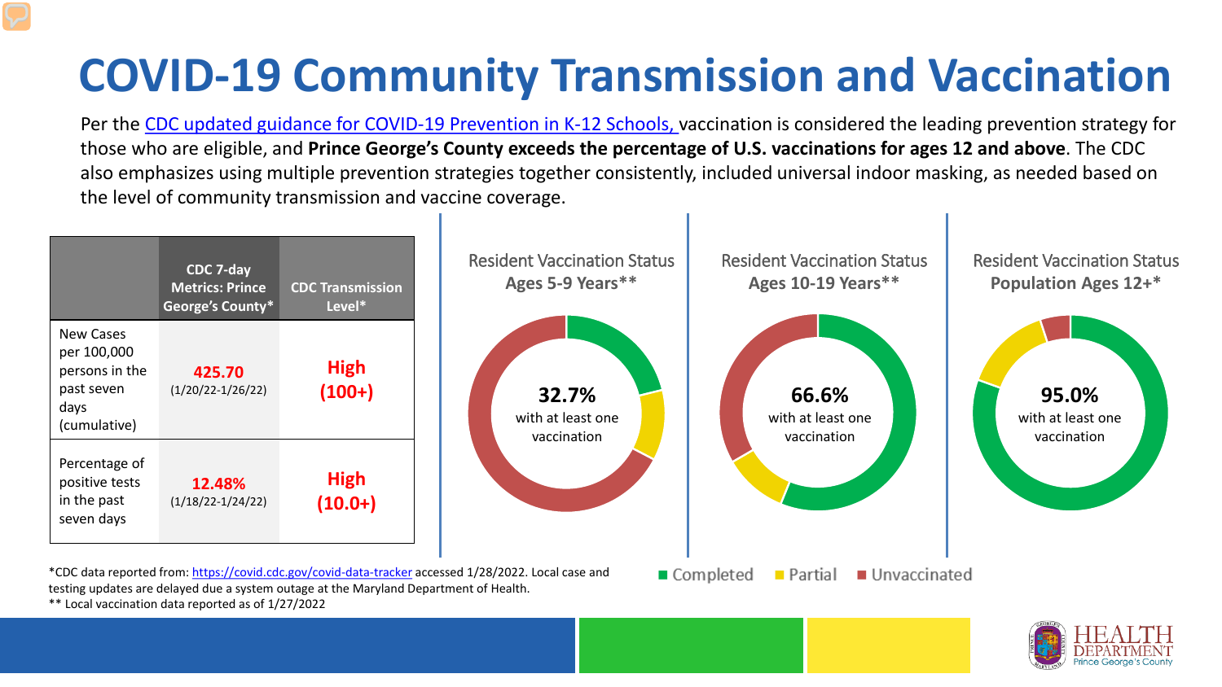# COVID-19 Community Transmission and Vaccination

Per the CDC updated guidance for COVID-19 Prevention in K-12 Schools, vaccination is considered the leading prevention strategy for those who are eligible, and **Prince George's County exceeds the percentage of U.S. vaccinations for ages 12 and above**. The CDC also emphasizes using multiple prevention strategies together consistently, included universal indoor masking, as needed based on the level of community transmission and vaccine coverage.

| | CDC 7-day Metrics: Prince George's County* | CDC Transmission Level* |
|---|---|---|
| New Cases per 100,000 persons in the past seven days (cumulative) | **425.70** (1/20/22-1/26/22) | **High (100+)** |
| Percentage of positive tests in the past seven days | **12.48%** (1/18/22-1/24/22) | **High (10.0+)** |

Resident Vaccination Status **Ages 5-9 Years****

**32.7%** with at least one vaccination

Resident Vaccination Status **Ages 10-19 Years****

**66.6%** with at least one vaccination

Resident Vaccination Status **Population Ages 12+***

**95.0%** with at least one vaccination

Completed · Partial · Unvaccinated

*CDC data reported from: https://covid.cdc.gov/covid-data-tracker accessed 1/28/2022. Local case and testing updates are delayed due a system outage at the Maryland Department of Health.

** Local vaccination data reported as of 1/27/2022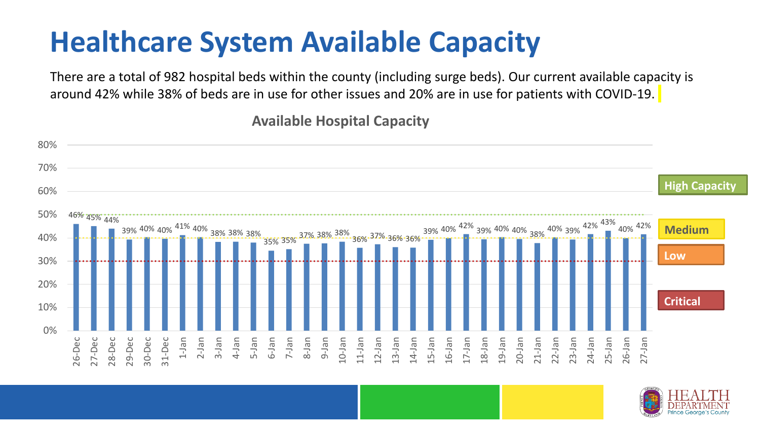# Healthcare System Available Capacity

There are a total of 982 hospital beds within the county (including surge beds). Our current available capacity is around 42% while 38% of beds are in use for other issues and 20% are in use for patients with COVID-19.

**Available Hospital Capacity**

80%
70%
60%
50%
40%
30%
20%
10%
0%

46% 45% 44% 39% 40% 40% 41% 40% 38% 38% 38% 35% 35% 37% 38% 38% 36% 37% 36% 36% 39% 40% 42% 39% 40% 40% 38% 40% 39% 42% 43% 40% 42%

26-Dec 27-Dec 28-Dec 29-Dec 30-Dec 31-Dec 1-Jan 2-Jan 3-Jan 4-Jan 5-Jan 6-Jan 7-Jan 8-Jan 9-Jan 10-Jan 11-Jan 12-Jan 13-Jan 14-Jan 15-Jan 16-Jan 17-Jan 18-Jan 19-Jan 20-Jan 21-Jan 22-Jan 23-Jan 24-Jan 25-Jan 26-Jan 27-Jan

High Capacity
Medium
Low
Critical

HEALTH DEPARTMENT
Prince George's County